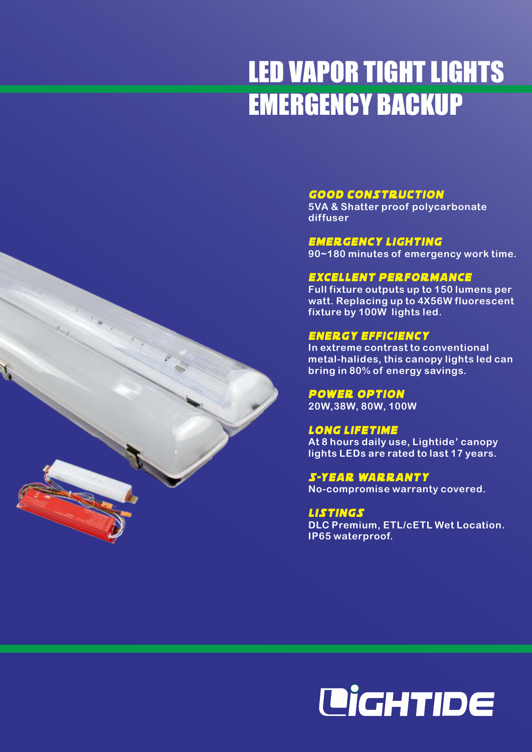# LED VAPOR TIGHT LIGHTS EMERGENCY BACKUP

### GOOD CONSTRUCTION
5VA & Shatter proof polycarbonate diffuser

### EMERGENCY LIGHTING
90~180 minutes of emergency work time.

### EXCELLENT PERFORMANCE
Full fixture outputs up to 150 lumens per watt. Replacing up to 4X56W fluorescent fixture by 100W lights led.

### ENERGY EFFICIENCY
In extreme contrast to conventional metal-halides, this canopy lights led can bring in 80% of energy savings.

### POWER OPTION
20W,38W, 80W, 100W

### LONG LIFETIME
At 8 hours daily use, Lightide' canopy lights LEDs are rated to last 17 years.

### 5-YEAR WARRANTY
No-compromise warranty covered.

### LISTINGS
DLC Premium, ETL/cETL Wet Location. IP65 waterproof.

LIGHTIDE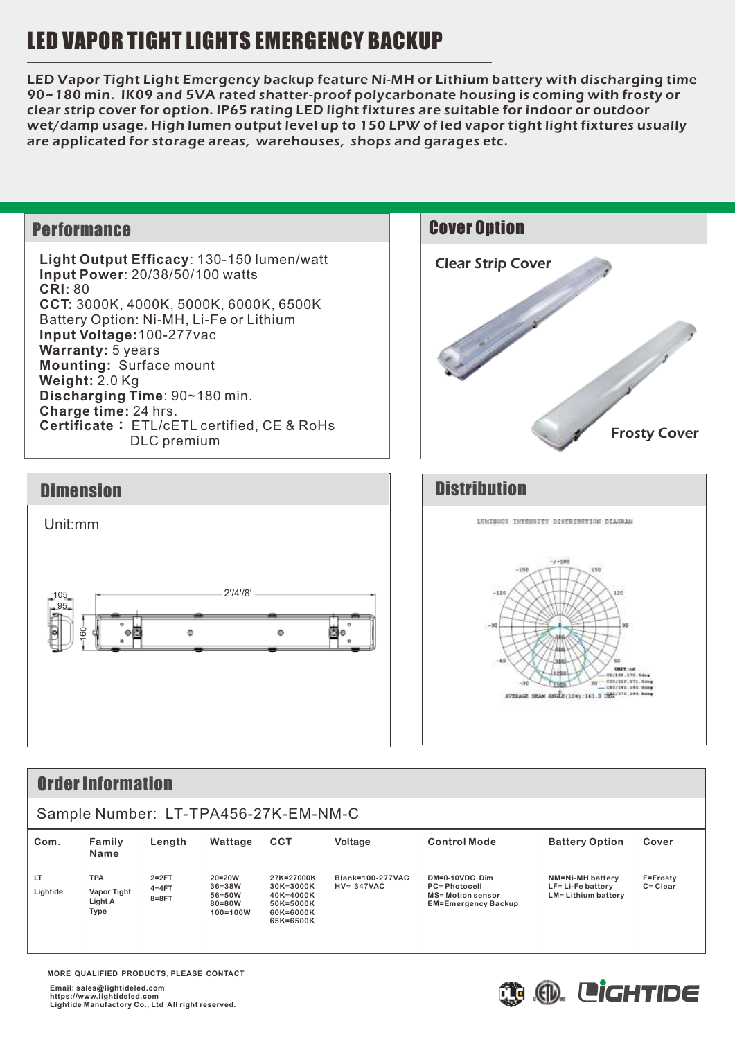# LED VAPOR TIGHT LIGHTS EMERGENCY BACKUP

LED Vapor Tight Light Emergency backup feature Ni-MH or Lithium battery with discharging time 90~180 min. IK09 and 5VA rated shatter-proof polycarbonate housing is coming with frosty or clear strip cover for option. IP65 rating LED light fixtures are suitable for indoor or outdoor wet/damp usage. High lumen output level up to 150 LPW of led vapor tight light fixtures usually are applicated for storage areas, warehouses, shops and garages etc.

## Performance

**Light Output Efficacy**: 130-150 lumen/watt
**Input Power**: 20/38/50/100 watts
**CRI:** 80
**CCT:** 3000K, 4000K, 5000K, 6000K, 6500K
Battery Option: Ni-MH, Li-Fe or Lithium
**Input Voltage:**100-277vac
**Warranty:** 5 years
**Mounting:** Surface mount
**Weight:** 2.0 Kg
**Discharging Time**: 90~180 min.
**Charge time:** 24 hrs.
**Certificate：** ETL/cETL certified, CE & RoHs
DLC premium

## Cover Option

Clear Strip Cover

Frosty Cover

## Dimension

Unit:mm

105
95
160
2'/4'/8'

## Distribution

LUMINOUS INTENSITY DISTRIBUTION DIAGRAM

-/+180
-150
150
-120
120
-90
90
-60
60
-30
30
0
300
600
900
1200
1500
UNIT:cd
C0/180,170.4deg
C30/210,171.5deg
C60/240,160.9deg
C90/270,144.8deg
AVERAGE BEAM ANGLE(104):163.8 DEG

## Order Information

Sample Number: LT-TPA456-27K-EM-NM-C

| Com. | Family Name | Length | Wattage | CCT | Voltage | Control Mode | Battery Option | Cover |
|---|---|---|---|---|---|---|---|---|
| LT<br>Lightide | TPA<br>Vapor Tight Light A Type | 2=2FT<br>4=4FT<br>8=8FT | 20=20W<br>36=38W<br>56=50W<br>80=80W<br>100=100W | 27K=27000K<br>30K=3000K<br>40K=4000K<br>50K=5000K<br>60K=6000K<br>65K=6500K | Blank=100-277VAC<br>HV= 347VAC | DM=0-10VDC Dim<br>PC=Photocell<br>MS=Motion sensor<br>EM=Emergency Backup | NM=Ni-MH battery<br>LF=Li-Fe battery<br>LM=Lithium battery | F=Frosty<br>C=Clear |

MORE QUALIFIED PRODUCTS, PLEASE CONTACT

Email: sales@lightideled.com
https://www.lightideled.com
Lightide Manufactory Co., Ltd All right reserved.

LIGHTIDE